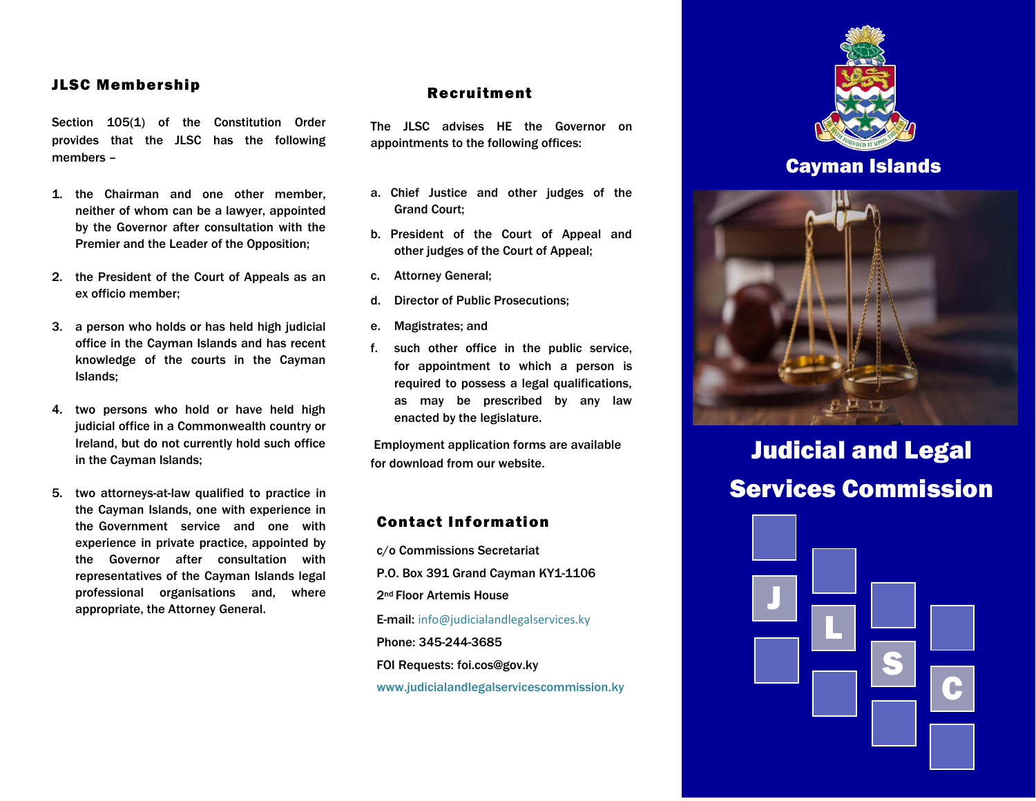## JLSC Membership

Section 105(1) of the Constitution Order provides that the JLSC has the following members –

1. the Chairman and one other member, neither of whom can be a lawyer, appointed by the Governor after consultation with the Premier and the Leader of the Opposition;
2. the President of the Court of Appeals as an ex officio member;
3. a person who holds or has held high judicial office in the Cayman Islands and has recent knowledge of the courts in the Cayman Islands;
4. two persons who hold or have held high judicial office in a Commonwealth country or Ireland, but do not currently hold such office in the Cayman Islands;
5. two attorneys-at-law qualified to practice in the Cayman Islands, one with experience in the Government service and one with experience in private practice, appointed by the Governor after consultation with representatives of the Cayman Islands legal professional organisations and, where appropriate, the Attorney General.

## Recruitment

The JLSC advises HE the Governor on appointments to the following offices:

a. Chief Justice and other judges of the Grand Court;

b. President of the Court of Appeal and other judges of the Court of Appeal;

c. Attorney General;

d. Director of Public Prosecutions;

e. Magistrates; and

f. such other office in the public service, for appointment to which a person is required to possess a legal qualifications, as may be prescribed by any law enacted by the legislature.

Employment application forms are available for download from our website.

## Contact Information

c/o Commissions Secretariat

P.O. Box 391 Grand Cayman KY1-1106

2nd Floor Artemis House

E-mail: info@judicialandlegalservices.ky

Phone: 345-244-3685

FOI Requests: foi.cos@gov.ky

www.judicialandlegalservicescommission.ky

Cayman Islands

# Judicial and Legal Services Commission

J L S C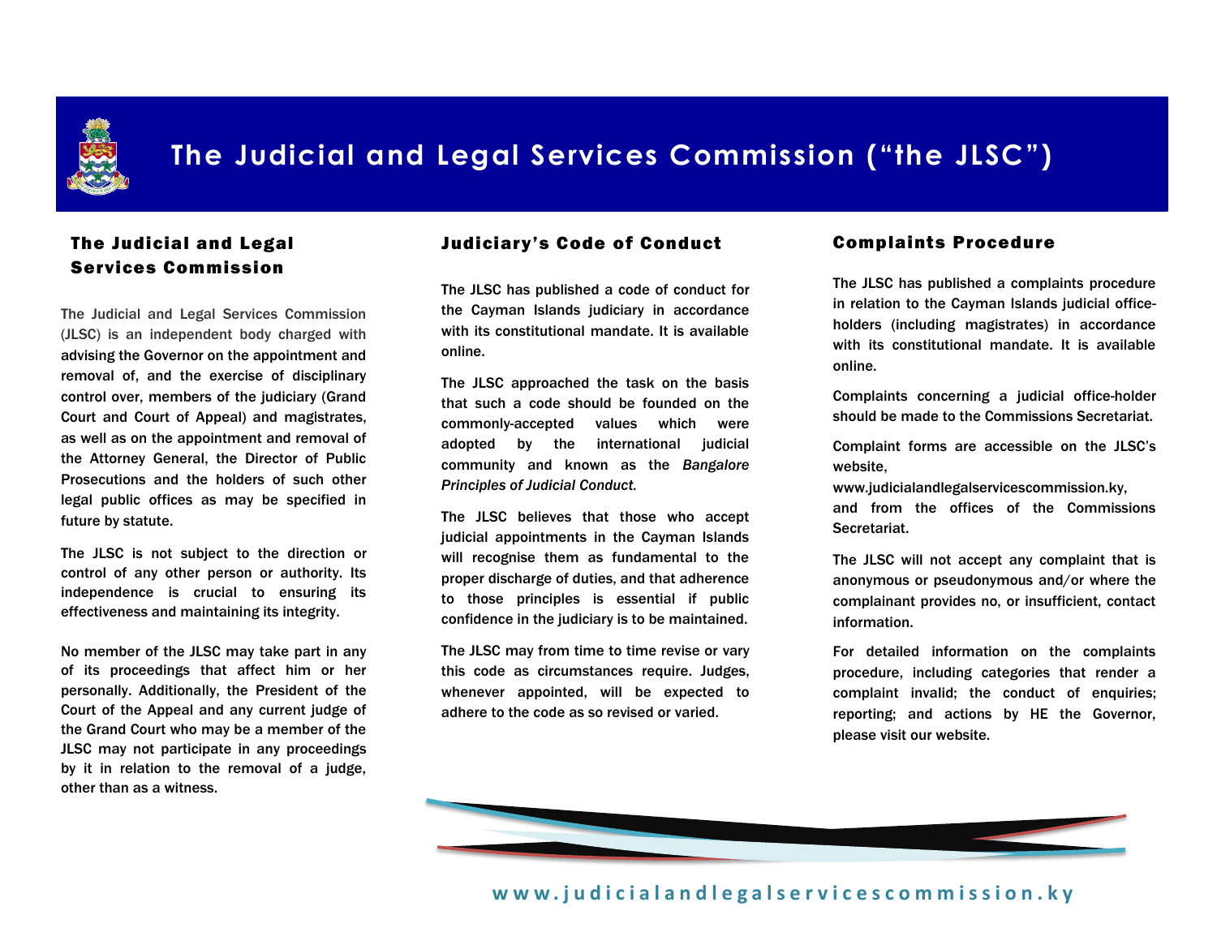# The Judicial and Legal Services Commission ("the JLSC")

## The Judicial and Legal Services Commission

The Judicial and Legal Services Commission (JLSC) is an independent body charged with advising the Governor on the appointment and removal of, and the exercise of disciplinary control over, members of the judiciary (Grand Court and Court of Appeal) and magistrates, as well as on the appointment and removal of the Attorney General, the Director of Public Prosecutions and the holders of such other legal public offices as may be specified in future by statute.

The JLSC is not subject to the direction or control of any other person or authority. Its independence is crucial to ensuring its effectiveness and maintaining its integrity.

No member of the JLSC may take part in any of its proceedings that affect him or her personally. Additionally, the President of the Court of the Appeal and any current judge of the Grand Court who may be a member of the JLSC may not participate in any proceedings by it in relation to the removal of a judge, other than as a witness.

## Judiciary's Code of Conduct

The JLSC has published a code of conduct for the Cayman Islands judiciary in accordance with its constitutional mandate. It is available online.

The JLSC approached the task on the basis that such a code should be founded on the commonly-accepted values which were adopted by the international judicial community and known as the *Bangalore Principles of Judicial Conduct.*

The JLSC believes that those who accept judicial appointments in the Cayman Islands will recognise them as fundamental to the proper discharge of duties, and that adherence to those principles is essential if public confidence in the judiciary is to be maintained.

The JLSC may from time to time revise or vary this code as circumstances require. Judges, whenever appointed, will be expected to adhere to the code as so revised or varied.

## Complaints Procedure

The JLSC has published a complaints procedure in relation to the Cayman Islands judicial office-holders (including magistrates) in accordance with its constitutional mandate. It is available online.

Complaints concerning a judicial office-holder should be made to the Commissions Secretariat.

Complaint forms are accessible on the JLSC's website, www.judicialandlegalservicescommission.ky, and from the offices of the Commissions Secretariat.

The JLSC will not accept any complaint that is anonymous or pseudonymous and/or where the complainant provides no, or insufficient, contact information.

For detailed information on the complaints procedure, including categories that render a complaint invalid; the conduct of enquiries; reporting; and actions by HE the Governor, please visit our website.

www.judicialandlegalservicescommission.ky